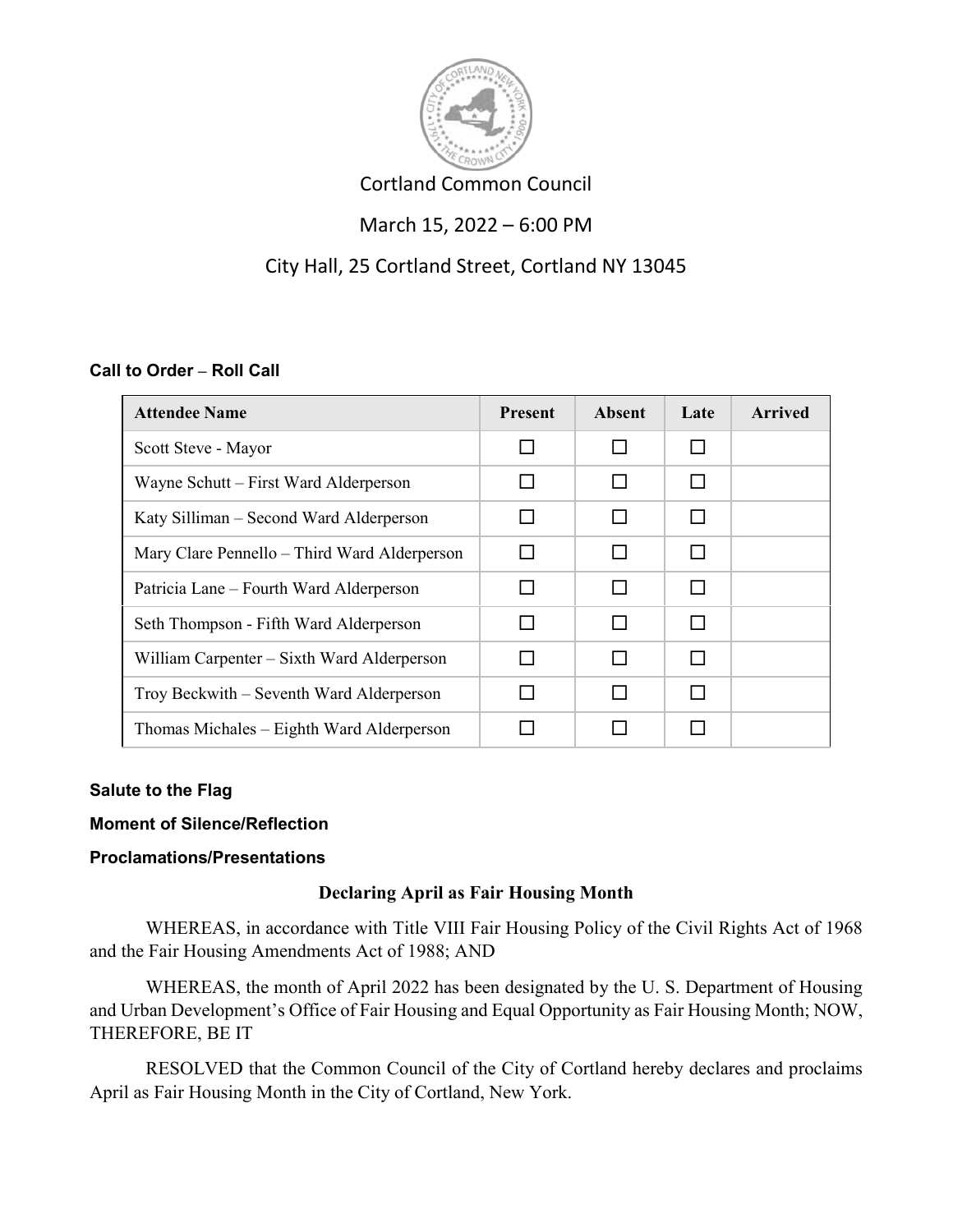# Cortland Common Council

March 15, 2022 – 6:00 PM

City Hall, 25 Cortland Street, Cortland NY 13045

**Call to Order – Roll Call**

| Attendee Name | Present | Absent | Late | Arrived |
|---|---|---|---|---|
| Scott Steve - Mayor | ☐ | ☐ | ☐ | |
| Wayne Schutt – First Ward Alderperson | ☐ | ☐ | ☐ | |
| Katy Silliman – Second Ward Alderperson | ☐ | ☐ | ☐ | |
| Mary Clare Pennello – Third Ward Alderperson | ☐ | ☐ | ☐ | |
| Patricia Lane – Fourth Ward Alderperson | ☐ | ☐ | ☐ | |
| Seth Thompson - Fifth Ward Alderperson | ☐ | ☐ | ☐ | |
| William Carpenter – Sixth Ward Alderperson | ☐ | ☐ | ☐ | |
| Troy Beckwith – Seventh Ward Alderperson | ☐ | ☐ | ☐ | |
| Thomas Michales – Eighth Ward Alderperson | ☐ | ☐ | ☐ | |

**Salute to the Flag**

**Moment of Silence/Reflection**

**Proclamations/Presentations**

**Declaring April as Fair Housing Month**

WHEREAS, in accordance with Title VIII Fair Housing Policy of the Civil Rights Act of 1968 and the Fair Housing Amendments Act of 1988; AND

WHEREAS, the month of April 2022 has been designated by the U. S. Department of Housing and Urban Development's Office of Fair Housing and Equal Opportunity as Fair Housing Month; NOW, THEREFORE, BE IT

RESOLVED that the Common Council of the City of Cortland hereby declares and proclaims April as Fair Housing Month in the City of Cortland, New York.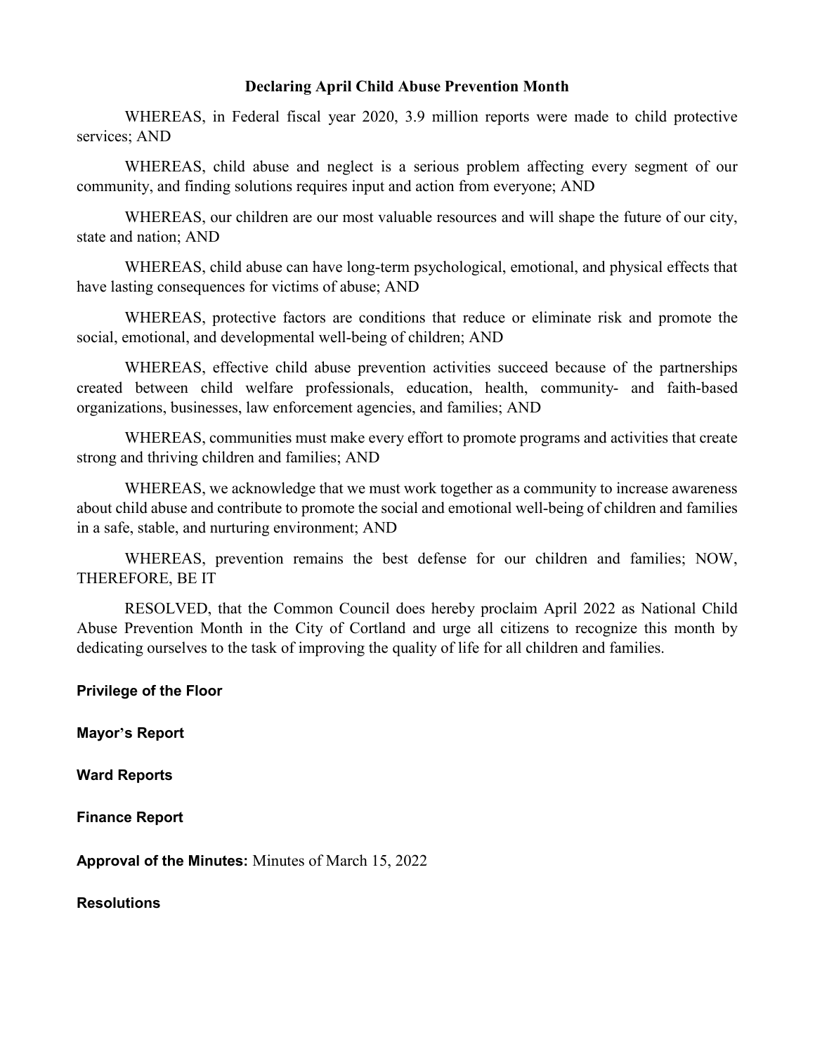## Declaring April Child Abuse Prevention Month

WHEREAS, in Federal fiscal year 2020, 3.9 million reports were made to child protective services; AND

WHEREAS, child abuse and neglect is a serious problem affecting every segment of our community, and finding solutions requires input and action from everyone; AND

WHEREAS, our children are our most valuable resources and will shape the future of our city, state and nation; AND

WHEREAS, child abuse can have long-term psychological, emotional, and physical effects that have lasting consequences for victims of abuse; AND

WHEREAS, protective factors are conditions that reduce or eliminate risk and promote the social, emotional, and developmental well-being of children; AND

WHEREAS, effective child abuse prevention activities succeed because of the partnerships created between child welfare professionals, education, health, community- and faith-based organizations, businesses, law enforcement agencies, and families; AND

WHEREAS, communities must make every effort to promote programs and activities that create strong and thriving children and families; AND

WHEREAS, we acknowledge that we must work together as a community to increase awareness about child abuse and contribute to promote the social and emotional well-being of children and families in a safe, stable, and nurturing environment; AND

WHEREAS, prevention remains the best defense for our children and families; NOW, THEREFORE, BE IT

RESOLVED, that the Common Council does hereby proclaim April 2022 as National Child Abuse Prevention Month in the City of Cortland and urge all citizens to recognize this month by dedicating ourselves to the task of improving the quality of life for all children and families.

**Privilege of the Floor**

**Mayor's Report**

**Ward Reports**

**Finance Report**

**Approval of the Minutes:** Minutes of March 15, 2022

**Resolutions**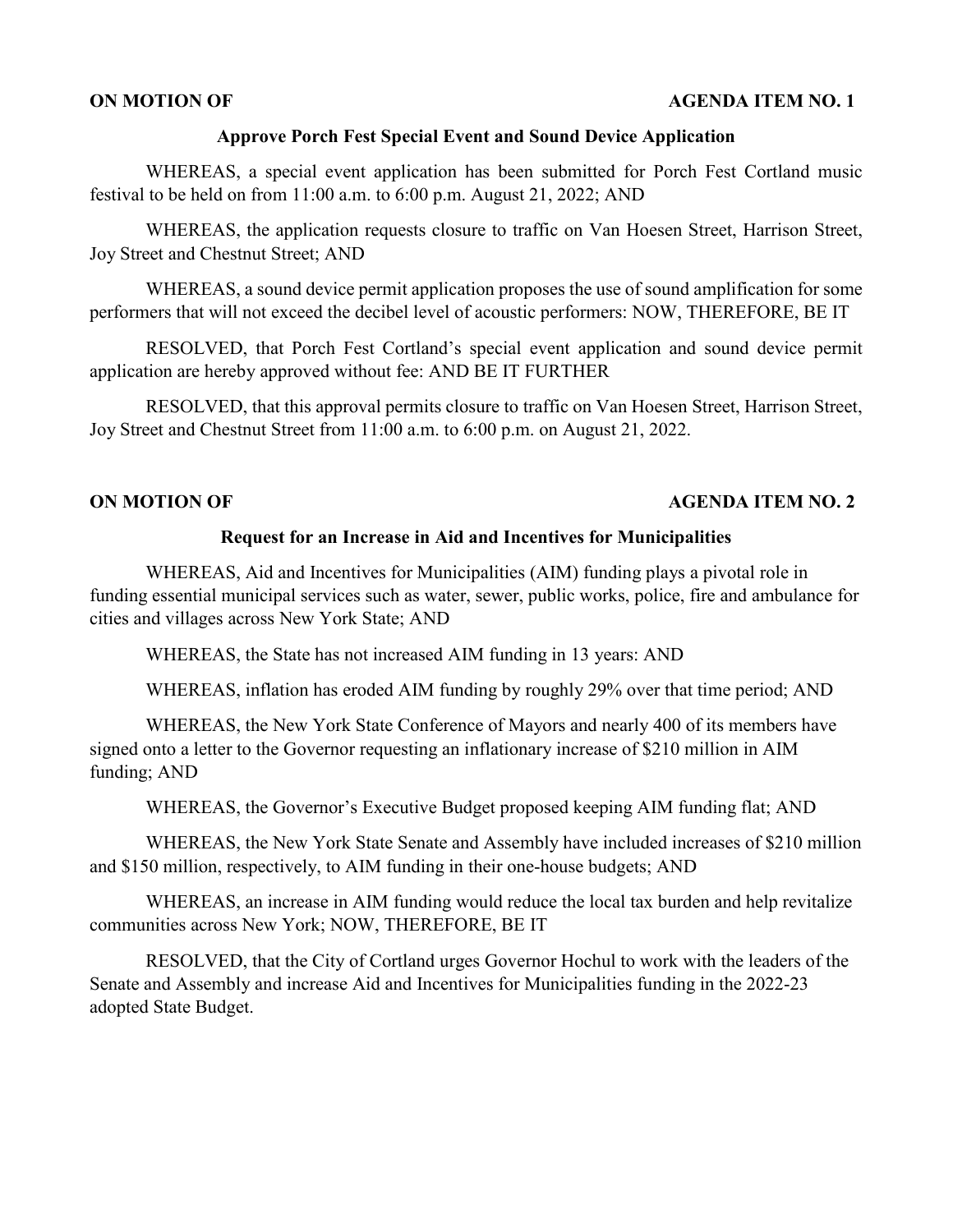**ON MOTION OF** **AGENDA ITEM NO. 1**

**Approve Porch Fest Special Event and Sound Device Application**

WHEREAS, a special event application has been submitted for Porch Fest Cortland music festival to be held on from 11:00 a.m. to 6:00 p.m. August 21, 2022; AND

WHEREAS, the application requests closure to traffic on Van Hoesen Street, Harrison Street, Joy Street and Chestnut Street; AND

WHEREAS, a sound device permit application proposes the use of sound amplification for some performers that will not exceed the decibel level of acoustic performers: NOW, THEREFORE, BE IT

RESOLVED, that Porch Fest Cortland's special event application and sound device permit application are hereby approved without fee: AND BE IT FURTHER

RESOLVED, that this approval permits closure to traffic on Van Hoesen Street, Harrison Street, Joy Street and Chestnut Street from 11:00 a.m. to 6:00 p.m. on August 21, 2022.

**ON MOTION OF** **AGENDA ITEM NO. 2**

**Request for an Increase in Aid and Incentives for Municipalities**

WHEREAS, Aid and Incentives for Municipalities (AIM) funding plays a pivotal role in funding essential municipal services such as water, sewer, public works, police, fire and ambulance for cities and villages across New York State; AND

WHEREAS, the State has not increased AIM funding in 13 years: AND

WHEREAS, inflation has eroded AIM funding by roughly 29% over that time period; AND

WHEREAS, the New York State Conference of Mayors and nearly 400 of its members have signed onto a letter to the Governor requesting an inflationary increase of $210 million in AIM funding; AND

WHEREAS, the Governor's Executive Budget proposed keeping AIM funding flat; AND

WHEREAS, the New York State Senate and Assembly have included increases of $210 million and $150 million, respectively, to AIM funding in their one-house budgets; AND

WHEREAS, an increase in AIM funding would reduce the local tax burden and help revitalize communities across New York; NOW, THEREFORE, BE IT

RESOLVED, that the City of Cortland urges Governor Hochul to work with the leaders of the Senate and Assembly and increase Aid and Incentives for Municipalities funding in the 2022-23 adopted State Budget.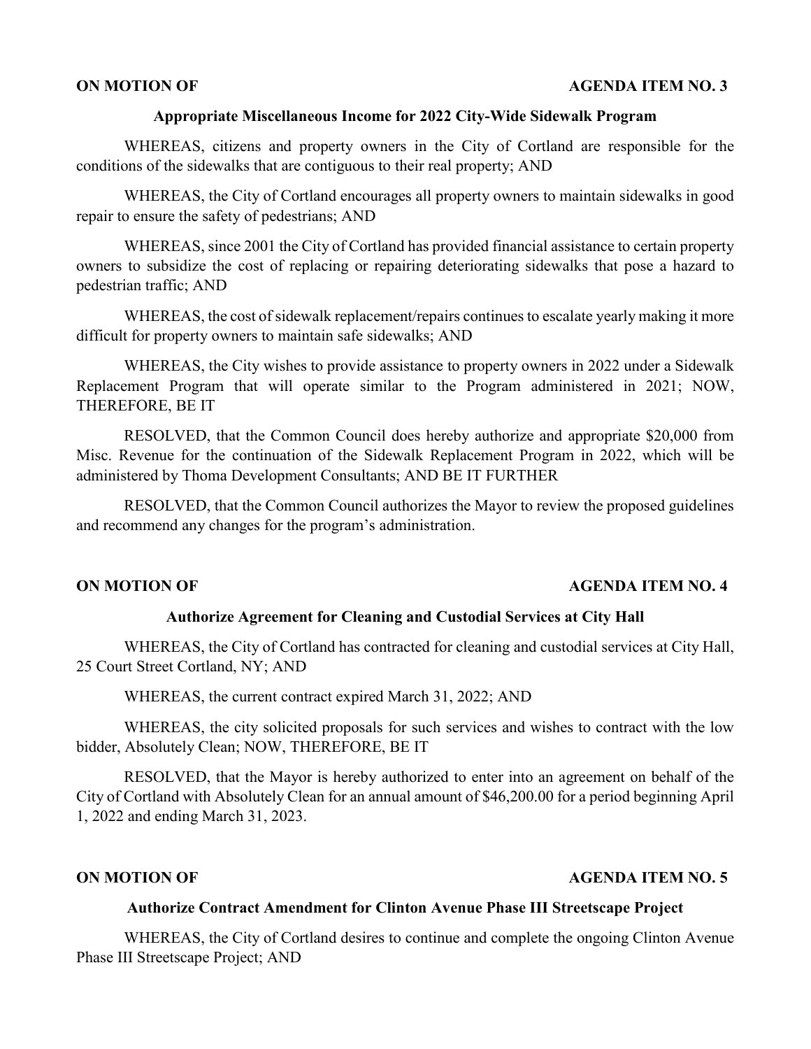**ON MOTION OF** **AGENDA ITEM NO. 3**

**Appropriate Miscellaneous Income for 2022 City-Wide Sidewalk Program**

WHEREAS, citizens and property owners in the City of Cortland are responsible for the conditions of the sidewalks that are contiguous to their real property; AND

WHEREAS, the City of Cortland encourages all property owners to maintain sidewalks in good repair to ensure the safety of pedestrians; AND

WHEREAS, since 2001 the City of Cortland has provided financial assistance to certain property owners to subsidize the cost of replacing or repairing deteriorating sidewalks that pose a hazard to pedestrian traffic; AND

WHEREAS, the cost of sidewalk replacement/repairs continues to escalate yearly making it more difficult for property owners to maintain safe sidewalks; AND

WHEREAS, the City wishes to provide assistance to property owners in 2022 under a Sidewalk Replacement Program that will operate similar to the Program administered in 2021; NOW, THEREFORE, BE IT

RESOLVED, that the Common Council does hereby authorize and appropriate $20,000 from Misc. Revenue for the continuation of the Sidewalk Replacement Program in 2022, which will be administered by Thoma Development Consultants; AND BE IT FURTHER

RESOLVED, that the Common Council authorizes the Mayor to review the proposed guidelines and recommend any changes for the program's administration.

**ON MOTION OF** **AGENDA ITEM NO. 4**

**Authorize Agreement for Cleaning and Custodial Services at City Hall**

WHEREAS, the City of Cortland has contracted for cleaning and custodial services at City Hall, 25 Court Street Cortland, NY; AND

WHEREAS, the current contract expired March 31, 2022; AND

WHEREAS, the city solicited proposals for such services and wishes to contract with the low bidder, Absolutely Clean; NOW, THEREFORE, BE IT

RESOLVED, that the Mayor is hereby authorized to enter into an agreement on behalf of the City of Cortland with Absolutely Clean for an annual amount of $46,200.00 for a period beginning April 1, 2022 and ending March 31, 2023.

**ON MOTION OF** **AGENDA ITEM NO. 5**

**Authorize Contract Amendment for Clinton Avenue Phase III Streetscape Project**

WHEREAS, the City of Cortland desires to continue and complete the ongoing Clinton Avenue Phase III Streetscape Project; AND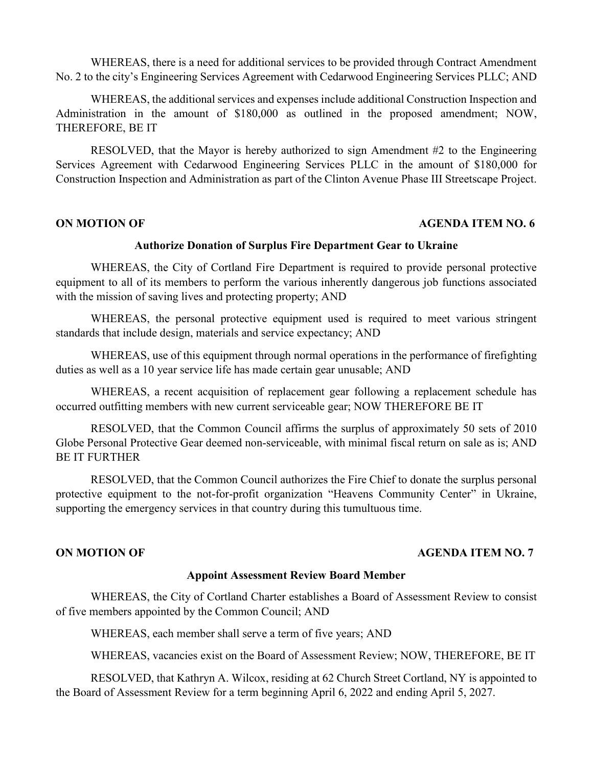WHEREAS, there is a need for additional services to be provided through Contract Amendment No. 2 to the city's Engineering Services Agreement with Cedarwood Engineering Services PLLC; AND

WHEREAS, the additional services and expenses include additional Construction Inspection and Administration in the amount of $180,000 as outlined in the proposed amendment; NOW, THEREFORE, BE IT

RESOLVED, that the Mayor is hereby authorized to sign Amendment #2 to the Engineering Services Agreement with Cedarwood Engineering Services PLLC in the amount of $180,000 for Construction Inspection and Administration as part of the Clinton Avenue Phase III Streetscape Project.

**ON MOTION OF** **AGENDA ITEM NO. 6**

**Authorize Donation of Surplus Fire Department Gear to Ukraine**

WHEREAS, the City of Cortland Fire Department is required to provide personal protective equipment to all of its members to perform the various inherently dangerous job functions associated with the mission of saving lives and protecting property; AND

WHEREAS, the personal protective equipment used is required to meet various stringent standards that include design, materials and service expectancy; AND

WHEREAS, use of this equipment through normal operations in the performance of firefighting duties as well as a 10 year service life has made certain gear unusable; AND

WHEREAS, a recent acquisition of replacement gear following a replacement schedule has occurred outfitting members with new current serviceable gear; NOW THEREFORE BE IT

RESOLVED, that the Common Council affirms the surplus of approximately 50 sets of 2010 Globe Personal Protective Gear deemed non-serviceable, with minimal fiscal return on sale as is; AND BE IT FURTHER

RESOLVED, that the Common Council authorizes the Fire Chief to donate the surplus personal protective equipment to the not-for-profit organization "Heavens Community Center" in Ukraine, supporting the emergency services in that country during this tumultuous time.

**ON MOTION OF** **AGENDA ITEM NO. 7**

**Appoint Assessment Review Board Member**

WHEREAS, the City of Cortland Charter establishes a Board of Assessment Review to consist of five members appointed by the Common Council; AND

WHEREAS, each member shall serve a term of five years; AND

WHEREAS, vacancies exist on the Board of Assessment Review; NOW, THEREFORE, BE IT

RESOLVED, that Kathryn A. Wilcox, residing at 62 Church Street Cortland, NY is appointed to the Board of Assessment Review for a term beginning April 6, 2022 and ending April 5, 2027.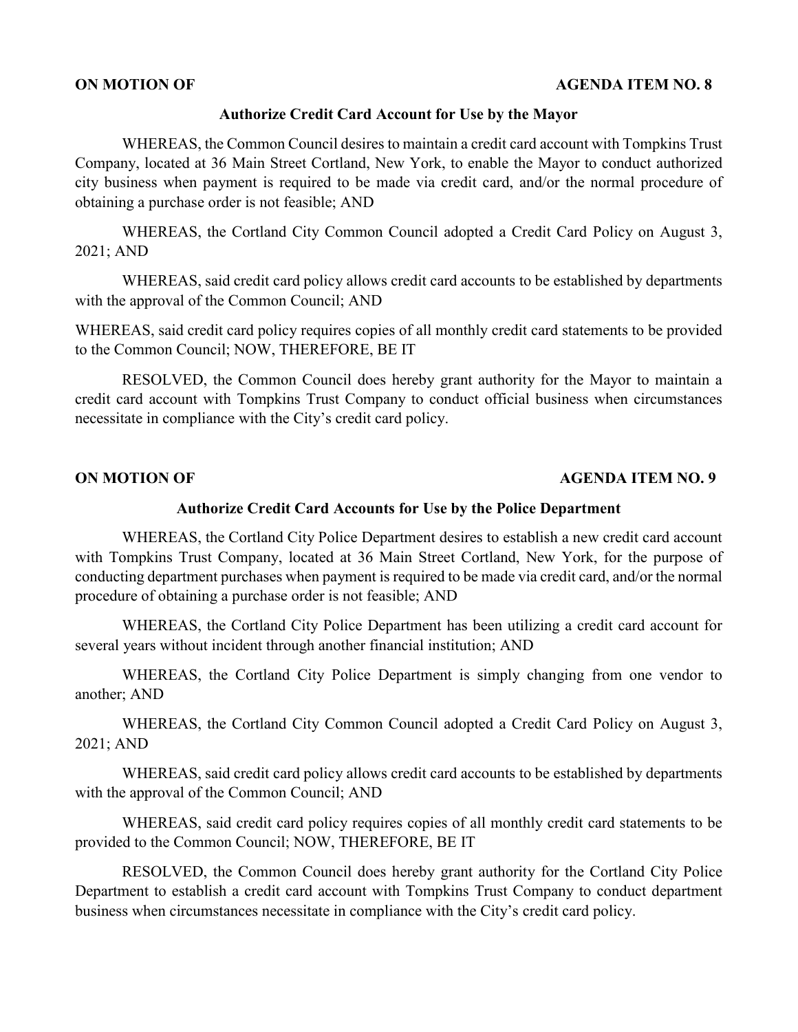**ON MOTION OF** **AGENDA ITEM NO. 8**

**Authorize Credit Card Account for Use by the Mayor**

WHEREAS, the Common Council desires to maintain a credit card account with Tompkins Trust Company, located at 36 Main Street Cortland, New York, to enable the Mayor to conduct authorized city business when payment is required to be made via credit card, and/or the normal procedure of obtaining a purchase order is not feasible; AND

WHEREAS, the Cortland City Common Council adopted a Credit Card Policy on August 3, 2021; AND

WHEREAS, said credit card policy allows credit card accounts to be established by departments with the approval of the Common Council; AND

WHEREAS, said credit card policy requires copies of all monthly credit card statements to be provided to the Common Council; NOW, THEREFORE, BE IT

RESOLVED, the Common Council does hereby grant authority for the Mayor to maintain a credit card account with Tompkins Trust Company to conduct official business when circumstances necessitate in compliance with the City's credit card policy.

**ON MOTION OF** **AGENDA ITEM NO. 9**

**Authorize Credit Card Accounts for Use by the Police Department**

WHEREAS, the Cortland City Police Department desires to establish a new credit card account with Tompkins Trust Company, located at 36 Main Street Cortland, New York, for the purpose of conducting department purchases when payment is required to be made via credit card, and/or the normal procedure of obtaining a purchase order is not feasible; AND

WHEREAS, the Cortland City Police Department has been utilizing a credit card account for several years without incident through another financial institution; AND

WHEREAS, the Cortland City Police Department is simply changing from one vendor to another; AND

WHEREAS, the Cortland City Common Council adopted a Credit Card Policy on August 3, 2021; AND

WHEREAS, said credit card policy allows credit card accounts to be established by departments with the approval of the Common Council; AND

WHEREAS, said credit card policy requires copies of all monthly credit card statements to be provided to the Common Council; NOW, THEREFORE, BE IT

RESOLVED, the Common Council does hereby grant authority for the Cortland City Police Department to establish a credit card account with Tompkins Trust Company to conduct department business when circumstances necessitate in compliance with the City's credit card policy.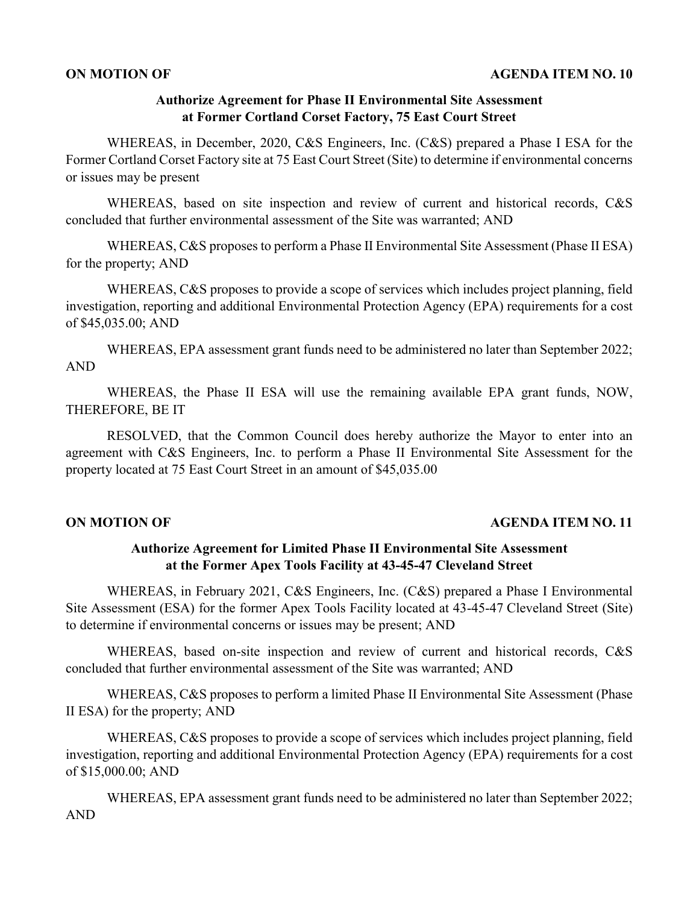**ON MOTION OF** **AGENDA ITEM NO. 10**

**Authorize Agreement for Phase II Environmental Site Assessment at Former Cortland Corset Factory, 75 East Court Street**

WHEREAS, in December, 2020, C&S Engineers, Inc. (C&S) prepared a Phase I ESA for the Former Cortland Corset Factory site at 75 East Court Street (Site) to determine if environmental concerns or issues may be present

WHEREAS, based on site inspection and review of current and historical records, C&S concluded that further environmental assessment of the Site was warranted; AND

WHEREAS, C&S proposes to perform a Phase II Environmental Site Assessment (Phase II ESA) for the property; AND

WHEREAS, C&S proposes to provide a scope of services which includes project planning, field investigation, reporting and additional Environmental Protection Agency (EPA) requirements for a cost of $45,035.00; AND

WHEREAS, EPA assessment grant funds need to be administered no later than September 2022; AND

WHEREAS, the Phase II ESA will use the remaining available EPA grant funds, NOW, THEREFORE, BE IT

RESOLVED, that the Common Council does hereby authorize the Mayor to enter into an agreement with C&S Engineers, Inc. to perform a Phase II Environmental Site Assessment for the property located at 75 East Court Street in an amount of $45,035.00

**ON MOTION OF** **AGENDA ITEM NO. 11**

**Authorize Agreement for Limited Phase II Environmental Site Assessment at the Former Apex Tools Facility at 43-45-47 Cleveland Street**

WHEREAS, in February 2021, C&S Engineers, Inc. (C&S) prepared a Phase I Environmental Site Assessment (ESA) for the former Apex Tools Facility located at 43-45-47 Cleveland Street (Site) to determine if environmental concerns or issues may be present; AND

WHEREAS, based on-site inspection and review of current and historical records, C&S concluded that further environmental assessment of the Site was warranted; AND

WHEREAS, C&S proposes to perform a limited Phase II Environmental Site Assessment (Phase II ESA) for the property; AND

WHEREAS, C&S proposes to provide a scope of services which includes project planning, field investigation, reporting and additional Environmental Protection Agency (EPA) requirements for a cost of $15,000.00; AND

WHEREAS, EPA assessment grant funds need to be administered no later than September 2022; AND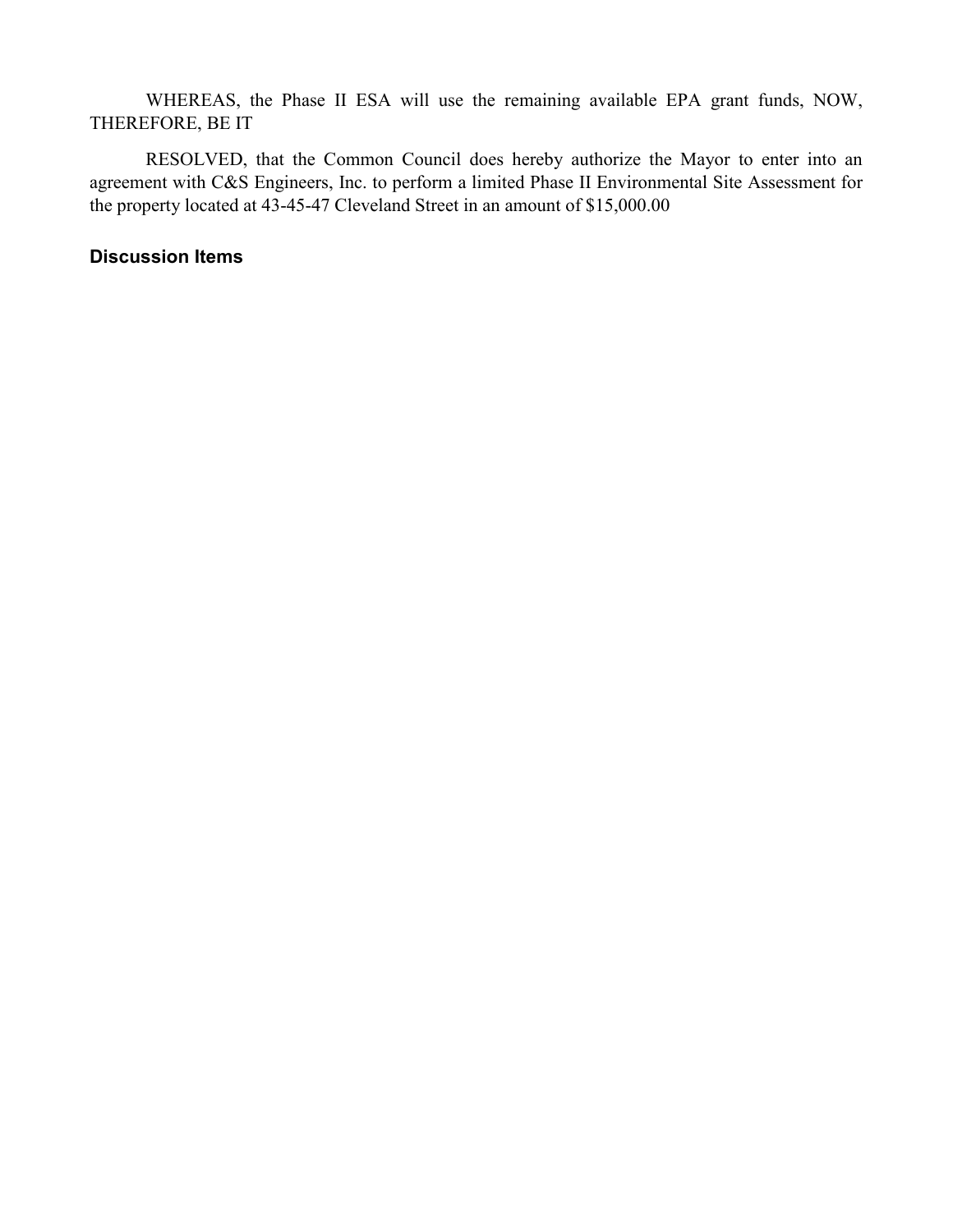WHEREAS, the Phase II ESA will use the remaining available EPA grant funds, NOW, THEREFORE, BE IT

RESOLVED, that the Common Council does hereby authorize the Mayor to enter into an agreement with C&S Engineers, Inc. to perform a limited Phase II Environmental Site Assessment for the property located at 43-45-47 Cleveland Street in an amount of $15,000.00

## Discussion Items